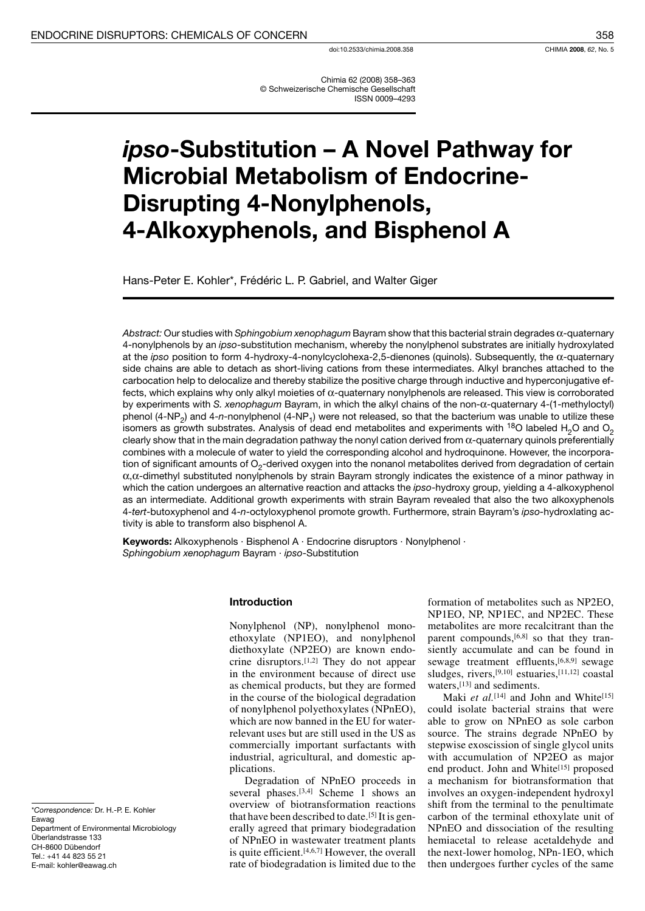doi:10.2533/chimia.2008.358

Chimia 62 (2008) 358–363
© Schweizerische Chemische Gesellschaft
ISSN 0009–4293

# *ipso*-Substitution – A Novel Pathway for Microbial Metabolism of Endocrine-Disrupting 4-Nonylphenols, 4-Alkoxyphenols, and Bisphenol A

Hans-Peter E. Kohler*, Frédéric L. P. Gabriel, and Walter Giger

*Abstract:* Our studies with *Sphingobium xenophagum* Bayram show that this bacterial strain degrades α-quaternary 4-nonylphenols by an *ipso*-substitution mechanism, whereby the nonylphenol substrates are initially hydroxylated at the *ipso* position to form 4-hydroxy-4-nonylcyclohexa-2,5-dienones (quinols). Subsequently, the α-quaternary side chains are able to detach as short-living cations from these intermediates. Alkyl branches attached to the carbocation help to delocalize and thereby stabilize the positive charge through inductive and hyperconjugative effects, which explains why only alkyl moieties of α-quaternary nonylphenols are released. This view is corroborated by experiments with *S. xenophagum* Bayram, in which the alkyl chains of the non-α-quaternary 4-(1-methyloctyl) phenol (4-$NP_2$) and 4-*n*-nonylphenol (4-$NP_1$) were not released, so that the bacterium was unable to utilize these isomers as growth substrates. Analysis of dead end metabolites and experiments with $^{18}O$ labeled $H_2O$ and $O_2$ clearly show that in the main degradation pathway the nonyl cation derived from α-quaternary quinols preferentially combines with a molecule of water to yield the corresponding alcohol and hydroquinone. However, the incorporation of significant amounts of $O_2$-derived oxygen into the nonanol metabolites derived from degradation of certain α,α-dimethyl substituted nonylphenols by strain Bayram strongly indicates the existence of a minor pathway in which the cation undergoes an alternative reaction and attacks the *ipso*-hydroxy group, yielding a 4-alkoxyphenol as an intermediate. Additional growth experiments with strain Bayram revealed that also the two alkoxyphenols 4-*tert*-butoxyphenol and 4-*n*-octyloxyphenol promote growth. Furthermore, strain Bayram's *ipso*-hydroxlating activity is able to transform also bisphenol A.

**Keywords:** Alkoxyphenols · Bisphenol A · Endocrine disruptors · Nonylphenol · *Sphingobium xenophagum* Bayram · *ipso*-Substitution

## Introduction

Nonylphenol (NP), nonylphenol monoethoxylate (NP1EO), and nonylphenol diethoxylate (NP2EO) are known endocrine disruptors.[1,2] They do not appear in the environment because of direct use as chemical products, but they are formed in the course of the biological degradation of nonylphenol polyethoxylates (NPnEO), which are now banned in the EU for water-relevant uses but are still used in the US as commercially important surfactants with industrial, agricultural, and domestic applications.

Degradation of NPnEO proceeds in several phases.[3,4] Scheme 1 shows an overview of biotransformation reactions that have been described to date.[5] It is generally agreed that primary biodegradation of NPnEO in wastewater treatment plants is quite efficient.[4,6,7] However, the overall rate of biodegradation is limited due to the formation of metabolites such as NP2EO, NP1EO, NP, NP1EC, and NP2EC. These metabolites are more recalcitrant than the parent compounds,[6,8] so that they transiently accumulate and can be found in sewage treatment effluents,[6,8,9] sewage sludges, rivers,[9,10] estuaries,[11,12] coastal waters,[13] and sediments.

Maki *et al.*[14] and John and White[15] could isolate bacterial strains that were able to grow on NPnEO as sole carbon source. The strains degrade NPnEO by stepwise exoscission of single glycol units with accumulation of NP2EO as major end product. John and White[15] proposed a mechanism for biotransformation that involves an oxygen-independent hydroxyl shift from the terminal to the penultimate carbon of the terminal ethoxylate unit of NPnEO and dissociation of the resulting hemiacetal to release acetaldehyde and the next-lower homolog, NPn-1EO, which then undergoes further cycles of the same

*Correspondence: Dr. H.-P. E. Kohler
Eawag
Department of Environmental Microbiology
Überlandstrasse 133
CH-8600 Dübendorf
Tel.: +41 44 823 55 21
E-mail: kohler@eawag.ch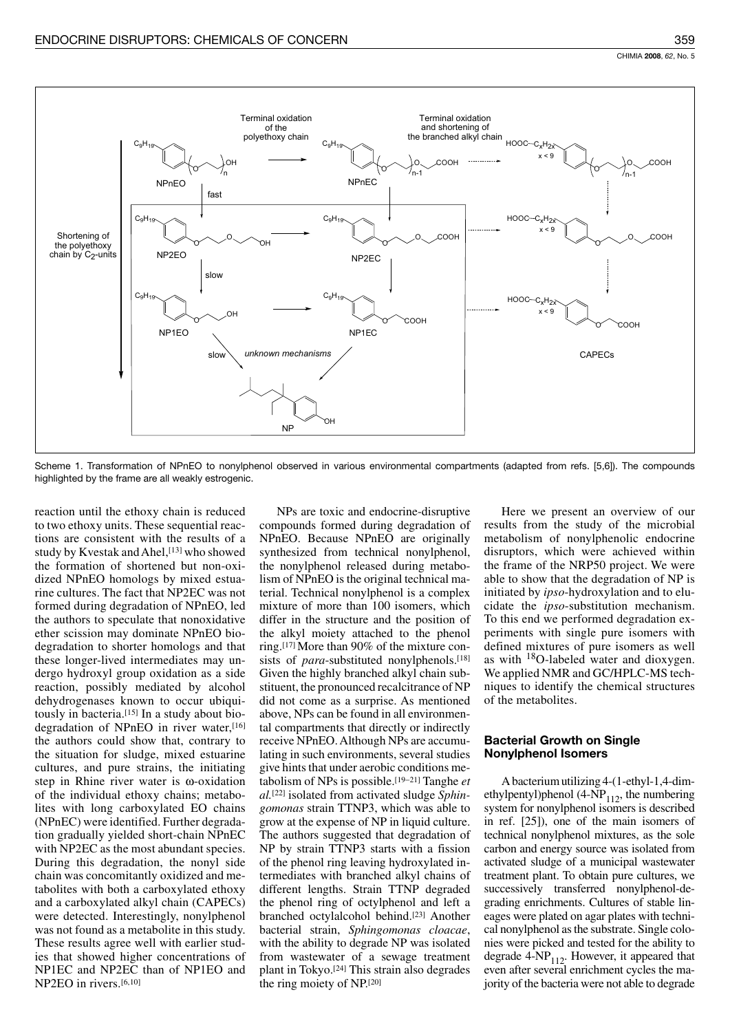Scheme 1. Transformation of NPnEO to nonylphenol observed in various environmental compartments (adapted from refs. [5,6]). The compounds highlighted by the frame are all weakly estrogenic.

reaction until the ethoxy chain is reduced to two ethoxy units. These sequential reactions are consistent with the results of a study by Kvestak and Ahel,[13] who showed the formation of shortened but non-oxidized NPnEO homologs by mixed estuarine cultures. The fact that NP2EC was not formed during degradation of NPnEO, led the authors to speculate that nonoxidative ether scission may dominate NPnEO biodegradation to shorter homologs and that these longer-lived intermediates may undergo hydroxyl group oxidation as a side reaction, possibly mediated by alcohol dehydrogenases known to occur ubiquitously in bacteria.[15] In a study about biodegradation of NPnEO in river water,[16] the authors could show that, contrary to the situation for sludge, mixed estuarine cultures, and pure strains, the initiating step in Rhine river water is ω-oxidation of the individual ethoxy chains; metabolites with long carboxylated EO chains (NPnEC) were identified. Further degradation gradually yielded short-chain NPnEC with NP2EC as the most abundant species. During this degradation, the nonyl side chain was concomitantly oxidized and metabolites with both a carboxylated ethoxy and a carboxylated alkyl chain (CAPECs) were detected. Interestingly, nonylphenol was not found as a metabolite in this study. These results agree well with earlier studies that showed higher concentrations of NP1EC and NP2EC than of NP1EO and NP2EO in rivers.[6,10]

NPs are toxic and endocrine-disruptive compounds formed during degradation of NPnEO. Because NPnEO are originally synthesized from technical nonylphenol, the nonylphenol released during metabolism of NPnEO is the original technical material. Technical nonylphenol is a complex mixture of more than 100 isomers, which differ in the structure and the position of the alkyl moiety attached to the phenol ring.[17] More than 90% of the mixture consists of *para*-substituted nonylphenols.[18] Given the highly branched alkyl chain substituent, the pronounced recalcitrance of NP did not come as a surprise. As mentioned above, NPs can be found in all environmental compartments that directly or indirectly receive NPnEO. Although NPs are accumulating in such environments, several studies give hints that under aerobic conditions metabolism of NPs is possible.[19–21] Tanghe *et al.*[22] isolated from activated sludge *Sphingomonas* strain TTNP3, which was able to grow at the expense of NP in liquid culture. The authors suggested that degradation of NP by strain TTNP3 starts with a fission of the phenol ring leaving hydroxylated intermediates with branched alkyl chains of different lengths. Strain TTNP degraded the phenol ring of octylphenol and left a branched octylalcohol behind.[23] Another bacterial strain, *Sphingomonas cloacae*, with the ability to degrade NP was isolated from wastewater of a sewage treatment plant in Tokyo.[24] This strain also degrades the ring moiety of NP.[20]

Here we present an overview of our results from the study of the microbial metabolism of nonylphenolic endocrine disruptors, which were achieved within the frame of the NRP50 project. We were able to show that the degradation of NP is initiated by *ipso*-hydroxylation and to elucidate the *ipso*-substitution mechanism. To this end we performed degradation experiments with single pure isomers with defined mixtures of pure isomers as well as with $^{18}O$-labeled water and dioxygen. We applied NMR and GC/HPLC-MS techniques to identify the chemical structures of the metabolites.

## Bacterial Growth on Single Nonylphenol Isomers

A bacterium utilizing 4-(1-ethyl-1,4-dimethylpentyl)phenol (4-$NP_{112}$, the numbering system for nonylphenol isomers is described in ref. [25]), one of the main isomers of technical nonylphenol mixtures, as the sole carbon and energy source was isolated from activated sludge of a municipal wastewater treatment plant. To obtain pure cultures, we successively transferred nonylphenol-degrading enrichments. Cultures of stable lineages were plated on agar plates with technical nonylphenol as the substrate. Single colonies were picked and tested for the ability to degrade 4-$NP_{112}$. However, it appeared that even after several enrichment cycles the majority of the bacteria were not able to degrade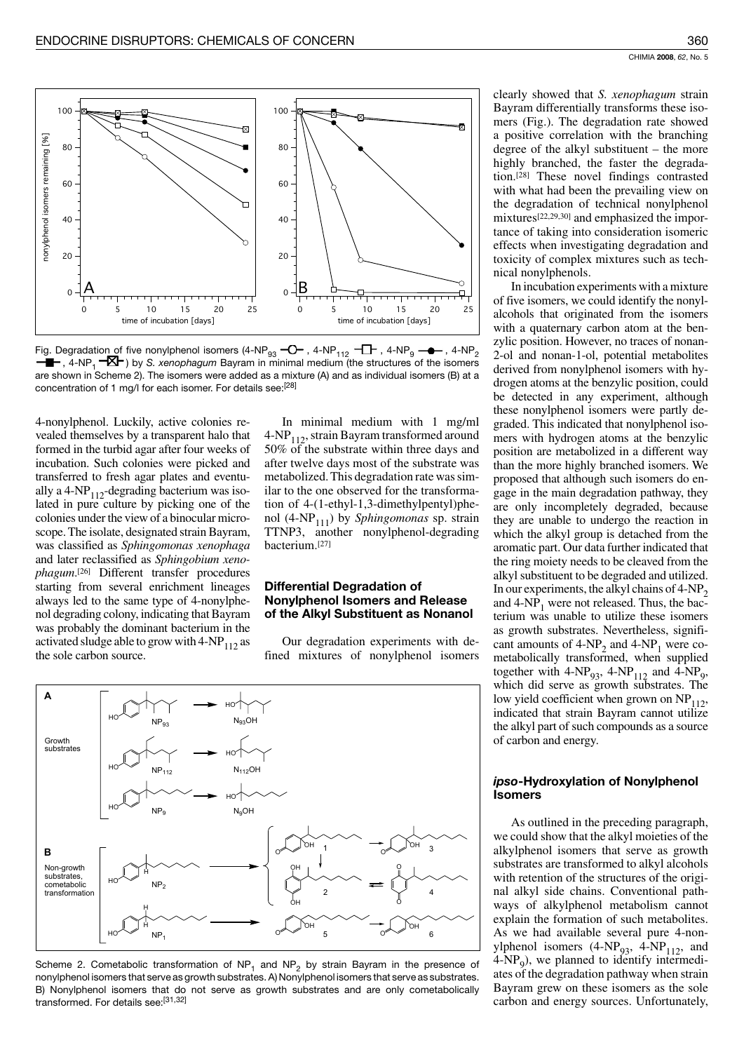Fig. Degradation of five nonylphenol isomers (4-$NP_{93}$, 4-$NP_{112}$, 4-$NP_9$, 4-$NP_2$, 4-$NP_1$) by *S. xenophagum* Bayram in minimal medium (the structures of the isomers are shown in Scheme 2). The isomers were added as a mixture (A) and as individual isomers (B) at a concentration of 1 mg/l for each isomer. For details see:[28]

4-nonylphenol. Luckily, active colonies revealed themselves by a transparent halo that formed in the turbid agar after four weeks of incubation. Such colonies were picked and transferred to fresh agar plates and eventually a 4-$NP_{112}$-degrading bacterium was isolated in pure culture by picking one of the colonies under the view of a binocular microscope. The isolate, designated strain Bayram, was classified as *Sphingomonas xenophaga* and later reclassified as *Sphingobium xenophagum*.[26] Different transfer procedures starting from several enrichment lineages always led to the same type of 4-nonylphenol degrading colony, indicating that Bayram was probably the dominant bacterium in the activated sludge able to grow with 4-$NP_{112}$ as the sole carbon source.

In minimal medium with 1 mg/ml 4-$NP_{112}$, strain Bayram transformed around 50% of the substrate within three days and after twelve days most of the substrate was metabolized. This degradation rate was similar to the one observed for the transformation of 4-(1-ethyl-1,3-dimethylpentyl)phenol (4-$NP_{111}$) by *Sphingomonas* sp. strain TTNP3, another nonylphenol-degrading bacterium.[27]

## Differential Degradation of Nonylphenol Isomers and Release of the Alkyl Substituent as Nonanol

Our degradation experiments with defined mixtures of nonylphenol isomers clearly showed that *S. xenophagum* strain Bayram differentially transforms these isomers (Fig.). The degradation rate showed a positive correlation with the branching degree of the alkyl substituent – the more highly branched, the faster the degradation.[28] These novel findings contrasted with what had been the prevailing view on the degradation of technical nonylphenol mixtures[22,29,30] and emphasized the importance of taking into consideration isomeric effects when investigating degradation and toxicity of complex mixtures such as technical nonylphenols.

In incubation experiments with a mixture of five isomers, we could identify the nonylalcohols that originated from the isomers with a quaternary carbon atom at the benzylic position. However, no traces of nonan-2-ol and nonan-1-ol, potential metabolites derived from nonylphenol isomers with hydrogen atoms at the benzylic position, could be detected in any experiment, although these nonylphenol isomers were partly degraded. This indicated that nonylphenol isomers with hydrogen atoms at the benzylic position are metabolized in a different way than the more highly branched isomers. We proposed that although such isomers do engage in the main degradation pathway, they are only incompletely degraded, because they are unable to undergo the reaction in which the alkyl group is detached from the aromatic part. Our data further indicated that the ring moiety needs to be cleaved from the alkyl substituent to be degraded and utilized. In our experiments, the alkyl chains of 4-$NP_2$ and 4-$NP_1$ were not released. Thus, the bacterium was unable to utilize these isomers as growth substrates. Nevertheless, significant amounts of 4-$NP_2$ and 4-$NP_1$ were cometabolically transformed, when supplied together with 4-$NP_{93}$, 4-$NP_{112}$ and 4-$NP_9$, which did serve as growth substrates. The low yield coefficient when grown on $NP_{112}$, indicated that strain Bayram cannot utilize the alkyl part of such compounds as a source of carbon and energy.

Scheme 2. Cometabolic transformation of $NP_1$ and $NP_2$ by strain Bayram in the presence of nonylphenol isomers that serve as growth substrates. A) Nonylphenol isomers that serve as substrates. B) Nonylphenol isomers that do not serve as growth substrates and are only cometabolically transformed. For details see:[31,32]

## *ipso*-Hydroxylation of Nonylphenol Isomers

As outlined in the preceding paragraph, we could show that the alkyl moieties of the alkylphenol isomers that serve as growth substrates are transformed to alkyl alcohols with retention of the structures of the original alkyl side chains. Conventional pathways of alkylphenol metabolism cannot explain the formation of such metabolites. As we had available several pure 4-nonylphenol isomers (4-$NP_{93}$, 4-$NP_{112}$, and 4-$NP_9$), we planned to identify intermediates of the degradation pathway when strain Bayram grew on these isomers as the sole carbon and energy sources. Unfortunately,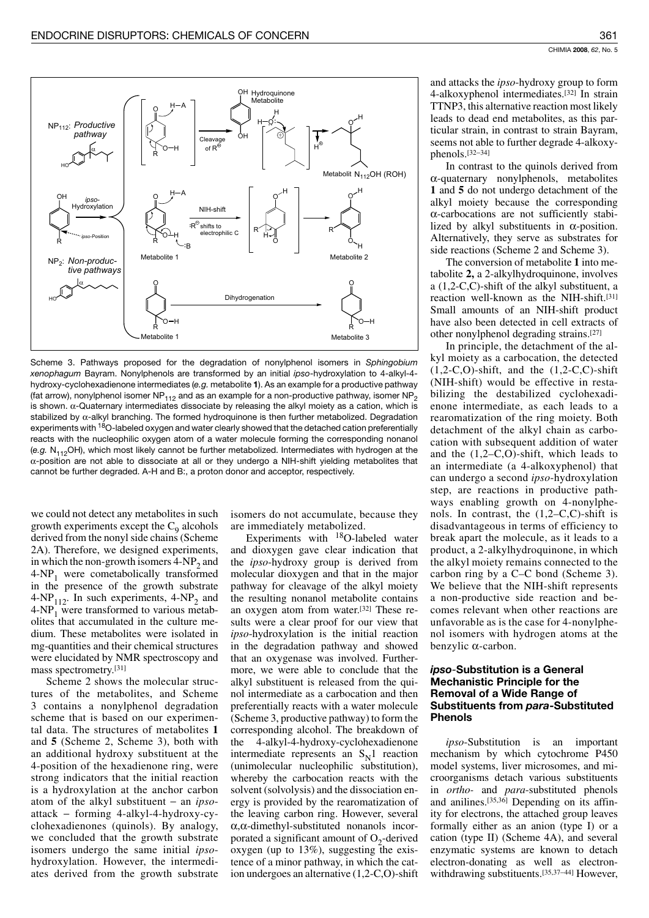Scheme 3. Pathways proposed for the degradation of nonylphenol isomers in *Sphingobium xenophagum* Bayram. Nonylphenols are transformed by an initial *ipso*-hydroxylation to 4-alkyl-4-hydroxy-cyclohexadienone intermediates (*e.g.* metabolite **1**). As an example for a productive pathway (fat arrow), nonylphenol isomer $NP_{112}$ and as an example for a non-productive pathway, isomer $NP_2$ is shown. α-Quaternary intermediates dissociate by releasing the alkyl moiety as a cation, which is stabilized by α-alkyl branching. The formed hydroquinone is then further metabolized. Degradation experiments with $^{18}O$-labeled oxygen and water clearly showed that the detached cation preferentially reacts with the nucleophilic oxygen atom of a water molecule forming the corresponding nonanol (*e.g.* $N_{112}OH$), which most likely cannot be further metabolized. Intermediates with hydrogen at the α-position are not able to dissociate at all or they undergo a NIH-shift yielding metabolites that cannot be further degraded. A-H and B:, a proton donor and acceptor, respectively.

we could not detect any metabolites in such growth experiments except the $C_9$ alcohols derived from the nonyl side chains (Scheme 2A). Therefore, we designed experiments, in which the non-growth isomers 4-$NP_2$ and 4-$NP_1$ were cometabolically transformed in the presence of the growth substrate 4-$NP_{112}$. In such experiments, 4-$NP_2$ and 4-$NP_1$ were transformed to various metabolites that accumulated in the culture medium. These metabolites were isolated in mg-quantities and their chemical structures were elucidated by NMR spectroscopy and mass spectrometry.[31]

Scheme 2 shows the molecular structures of the metabolites, and Scheme 3 contains a nonylphenol degradation scheme that is based on our experimental data. The structures of metabolites **1** and **5** (Scheme 2, Scheme 3), both with an additional hydroxy substituent at the 4-position of the hexadienone ring, were strong indicators that the initial reaction is a hydroxylation at the anchor carbon atom of the alkyl substituent – an *ipso*-attack – forming 4-alkyl-4-hydroxy-cyclohexadienones (quinols). By analogy, we concluded that the growth substrate isomers undergo the same initial *ipso*-hydroxylation. However, the intermediates derived from the growth substrate isomers do not accumulate, because they are immediately metabolized.

Experiments with $^{18}O$-labeled water and dioxygen gave clear indication that the *ipso*-hydroxy group is derived from molecular dioxygen and that in the major pathway for cleavage of the alkyl moiety the resulting nonanol metabolite contains an oxygen atom from water.[32] These results were a clear proof for our view that *ipso*-hydroxylation is the initial reaction in the degradation pathway and showed that an oxygenase was involved. Furthermore, we were able to conclude that the alkyl substituent is released from the quinol intermediate as a carbocation and then preferentially reacts with a water molecule (Scheme 3, productive pathway) to form the corresponding alcohol. The breakdown of the 4-alkyl-4-hydroxy-cyclohexadienone intermediate represents an $S_N1$ reaction (unimolecular nucleophilic substitution), whereby the carbocation reacts with the solvent (solvolysis) and the dissociation energy is provided by the rearomatization of the leaving carbon ring. However, several α,α-dimethyl-substituted nonanols incorporated a significant amount of $O_2$-derived oxygen (up to 13%), suggesting the existence of a minor pathway, in which the cation undergoes an alternative (1,2-C,O)-shift and attacks the *ipso*-hydroxy group to form 4-alkoxyphenol intermediates.[32] In strain TTNP3, this alternative reaction most likely leads to dead end metabolites, as this particular strain, in contrast to strain Bayram, seems not able to further degrade 4-alkoxyphenols.[32–34]

In contrast to the quinols derived from α-quaternary nonylphenols, metabolites **1** and **5** do not undergo detachment of the alkyl moiety because the corresponding α-carbocations are not sufficiently stabilized by alkyl substituents in α-position. Alternatively, they serve as substrates for side reactions (Scheme 2 and Scheme 3).

The conversion of metabolite **1** into metabolite **2,** a 2-alkylhydroquinone, involves a (1,2-C,C)-shift of the alkyl substituent, a reaction well-known as the NIH-shift.[31] Small amounts of an NIH-shift product have also been detected in cell extracts of other nonylphenol degrading strains.[27]

In principle, the detachment of the alkyl moiety as a carbocation, the detected (1,2-C,O)-shift, and the (1,2-C,C)-shift (NIH-shift) would be effective in restabilizing the destabilized cyclohexadienone intermediate, as each leads to a rearomatization of the ring moiety. Both detachment of the alkyl chain as carbocation with subsequent addition of water and the (1,2–C,O)-shift, which leads to an intermediate (a 4-alkoxyphenol) that can undergo a second *ipso*-hydroxylation step, are reactions in productive pathways enabling growth on 4-nonylphenols. In contrast, the (1,2–C,C)-shift is disadvantageous in terms of efficiency to break apart the molecule, as it leads to a product, a 2-alkylhydroquinone, in which the alkyl moiety remains connected to the carbon ring by a C–C bond (Scheme 3). We believe that the NIH-shift represents a non-productive side reaction and becomes relevant when other reactions are unfavorable as is the case for 4-nonylphenol isomers with hydrogen atoms at the benzylic α-carbon.

### *ipso*-Substitution is a General Mechanistic Principle for the Removal of a Wide Range of Substituents from *para*-Substituted Phenols

*ipso*-Substitution is an important mechanism by which cytochrome P450 model systems, liver microsomes, and microorganisms detach various substituents in *ortho*- and *para*-substituted phenols and anilines.[35,36] Depending on its affinity for electrons, the attached group leaves formally either as an anion (type I) or a cation (type II) (Scheme 4A), and several enzymatic systems are known to detach electron-donating as well as electron-withdrawing substituents.[35,37–44] However,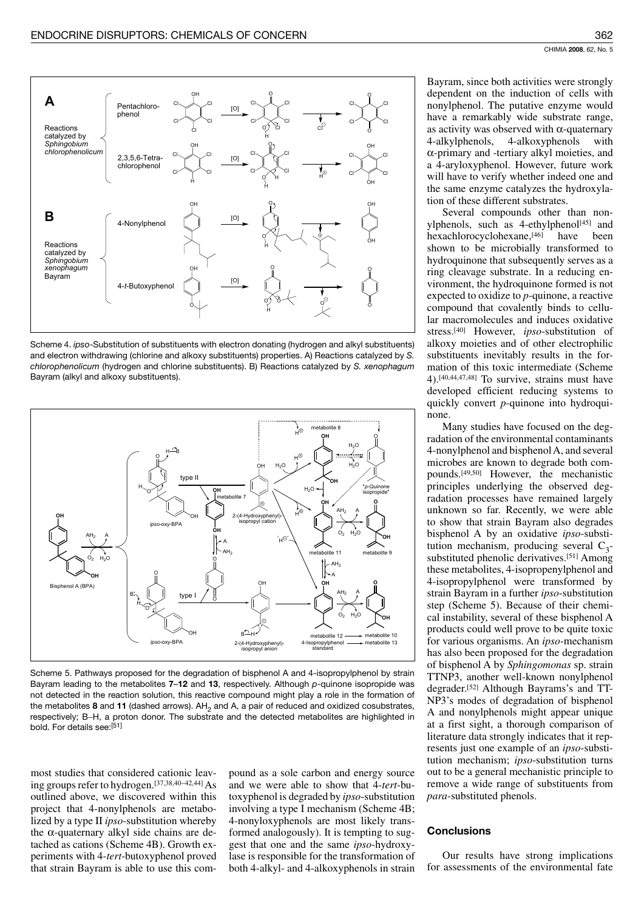Scheme 4. *ipso*-Substitution of substituents with electron donating (hydrogen and alkyl substituents) and electron withdrawing (chlorine and alkoxy substituents) properties. A) Reactions catalyzed by *S. chlorophenolicum* (hydrogen and chlorine substituents). B) Reactions catalyzed by *S. xenophagum* Bayram (alkyl and alkoxy substituents).

Scheme 5. Pathways proposed for the degradation of bisphenol A and 4-isopropylphenol by strain Bayram leading to the metabolites **7–12** and **13**, respectively. Although *p*-quinone isopropide was not detected in the reaction solution, this reactive compound might play a role in the formation of the metabolites **8** and **11** (dashed arrows). $AH_2$ and A, a pair of reduced and oxidized cosubstrates, respectively; B–H, a proton donor. The substrate and the detected metabolites are highlighted in bold. For details see:[51]

most studies that considered cationic leaving groups refer to hydrogen.[37,38,40–42,44] As outlined above, we discovered within this project that 4-nonylphenols are metabolized by a type II *ipso*-substitution whereby the α-quaternary alkyl side chains are detached as cations (Scheme 4B). Growth experiments with 4-*tert*-butoxyphenol proved that strain Bayram is able to use this compound as a sole carbon and energy source and we were able to show that 4-*tert*-butoxyphenol is degraded by *ipso*-substitution involving a type I mechanism (Scheme 4B; 4-nonyloxyphenols are most likely transformed analogously). It is tempting to suggest that one and the same *ipso*-hydroxylase is responsible for the transformation of both 4-alkyl- and 4-alkoxyphenols in strain Bayram, since both activities were strongly dependent on the induction of cells with nonylphenol. The putative enzyme would have a remarkably wide substrate range, as activity was observed with α-quaternary 4-alkylphenols, 4-alkoxyphenols with α-primary and -tertiary alkyl moieties, and a 4-aryloxyphenol. However, future work will have to verify whether indeed one and the same enzyme catalyzes the hydroxylation of these different substrates.

Several compounds other than nonylphenols, such as 4-ethylphenol[45] and hexachlorocyclohexane,[46] have been shown to be microbially transformed to hydroquinone that subsequently serves as a ring cleavage substrate. In a reducing environment, the hydroquinone formed is not expected to oxidize to *p*-quinone, a reactive compound that covalently binds to cellular macromolecules and induces oxidative stress.[40] However, *ipso*-substitution of alkoxy moieties and of other electrophilic substituents inevitably results in the formation of this toxic intermediate (Scheme 4).[40,44,47,48] To survive, strains must have developed efficient reducing systems to quickly convert *p*-quinone into hydroquinone.

Many studies have focused on the degradation of the environmental contaminants 4-nonylphenol and bisphenol A, and several microbes are known to degrade both compounds.[49,50] However, the mechanistic principles underlying the observed degradation processes have remained largely unknown so far. Recently, we were able to show that strain Bayram also degrades bisphenol A by an oxidative *ipso*-substitution mechanism, producing several $C_3$-substituted phenolic derivatives.[51] Among these metabolites, 4-isopropenylphenol and 4-isopropylphenol were transformed by strain Bayram in a further *ipso*-substitution step (Scheme 5). Because of their chemical instability, several of these bisphenol A products could well prove to be quite toxic for various organisms. An *ipso*-mechanism has also been proposed for the degradation of bisphenol A by *Sphingomonas* sp. strain TTNP3, another well-known nonylphenol degrader.[52] Although Bayrams's and TTNP3's modes of degradation of bisphenol A and nonylphenols might appear unique at a first sight, a thorough comparison of literature data strongly indicates that it represents just one example of an *ipso*-substitution mechanism; *ipso*-substitution turns out to be a general mechanistic principle to remove a wide range of substituents from *para*-substituted phenols.

## Conclusions

Our results have strong implications for assessments of the environmental fate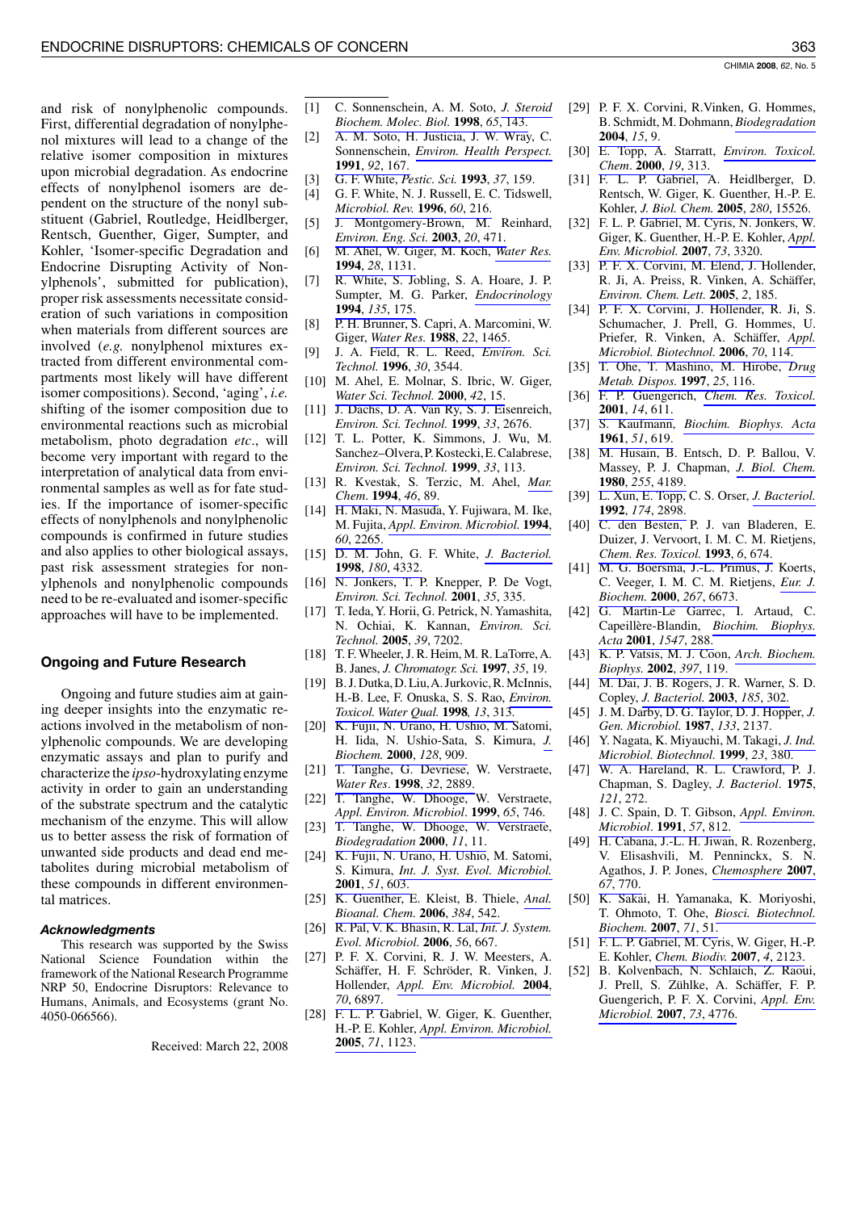and risk of nonylphenolic compounds. First, differential degradation of nonylphenol mixtures will lead to a change of the relative isomer composition in mixtures upon microbial degradation. As endocrine effects of nonylphenol isomers are dependent on the structure of the nonyl substituent (Gabriel, Routledge, Heidlberger, Rentsch, Guenther, Giger, Sumpter, and Kohler, 'Isomer-specific Degradation and Endocrine Disrupting Activity of Nonylphenols', submitted for publication), proper risk assessments necessitate consideration of such variations in composition when materials from different sources are involved (*e.g.* nonylphenol mixtures extracted from different environmental compartments most likely will have different isomer compositions). Second, 'aging', *i.e.* shifting of the isomer composition due to environmental reactions such as microbial metabolism, photo degradation *etc*., will become very important with regard to the interpretation of analytical data from environmental samples as well as for fate studies. If the importance of isomer-specific effects of nonylphenols and nonylphenolic compounds is confirmed in future studies and also applies to other biological assays, past risk assessment strategies for nonylphenols and nonylphenolic compounds need to be re-evaluated and isomer-specific approaches will have to be implemented.

## Ongoing and Future Research

Ongoing and future studies aim at gaining deeper insights into the enzymatic reactions involved in the metabolism of nonylphenolic compounds. We are developing enzymatic assays and plan to purify and characterize the *ipso*-hydroxylating enzyme activity in order to gain an understanding of the substrate spectrum and the catalytic mechanism of the enzyme. This will allow us to better assess the risk of formation of unwanted side products and dead end metabolites during microbial metabolism of these compounds in different environmental matrices.

### *Acknowledgments*

This research was supported by the Swiss National Science Foundation within the framework of the National Research Programme NRP 50, Endocrine Disruptors: Relevance to Humans, Animals, and Ecosystems (grant No. 4050-066566).

Received: March 22, 2008

[1] C. Sonnenschein, A. M. Soto, *J. Steroid Biochem. Molec. Biol.* **1998**, *65*, 143.
[2] A. M. Soto, H. Justicia, J. W. Wray, C. Sonnenschein, *Environ. Health Perspect.* **1991**, *92*, 167.
[3] G. F. White, *Pestic. Sci.* **1993**, *37*, 159.
[4] G. F. White, N. J. Russell, E. C. Tidswell, *Microbiol. Rev.* **1996**, *60*, 216.
[5] J. Montgomery-Brown, M. Reinhard, *Environ. Eng. Sci.* **2003**, *20*, 471.
[6] M. Ahel, W. Giger, M. Koch, *Water Res.* **1994**, *28*, 1131.
[7] R. White, S. Jobling, S. A. Hoare, J. P. Sumpter, M. G. Parker, *Endocrinology* **1994**, *135*, 175.
[8] P. H. Brunner, S. Capri, A. Marcomini, W. Giger, *Water Res.* **1988**, *22*, 1465.
[9] J. A. Field, R. L. Reed, *Environ. Sci. Technol.* **1996**, *30*, 3544.
[10] M. Ahel, E. Molnar, S. Ibric, W. Giger, *Water Sci. Technol.* **2000**, *42*, 15.
[11] J. Dachs, D. A. Van Ry, S. J. Eisenreich, *Environ. Sci. Technol.* **1999**, *33*, 2676.
[12] T. L. Potter, K. Simmons, J. Wu, M. Sanchez–Olvera, P. Kostecki, E. Calabrese, *Environ. Sci. Technol.* **1999**, *33*, 113.
[13] R. Kvestak, S. Terzic, M. Ahel, *Mar. Chem.* **1994**, *46*, 89.
[14] H. Maki, N. Masuda, Y. Fujiwara, M. Ike, M. Fujita, *Appl. Environ. Microbiol.* **1994**, *60*, 2265.
[15] D. M. John, G. F. White, *J. Bacteriol.* **1998**, *180*, 4332.
[16] N. Jonkers, T. P. Knepper, P. De Vogt, *Environ. Sci. Technol.* **2001**, *35*, 335.
[17] T. Ieda, Y. Horii, G. Petrick, N. Yamashita, N. Ochiai, K. Kannan, *Environ. Sci. Technol.* **2005**, *39*, 7202.
[18] T. F. Wheeler, J. R. Heim, M. R. LaTorre, A. B. Janes, *J. Chromatogr. Sci.* **1997**, *35*, 19.
[19] B. J. Dutka, D. Liu, A. Jurkovic, R. McInnis, H.-B. Lee, F. Onuska, S. S. Rao, *Environ. Toxicol. Water Qual.* **1998**, *13*, 313.
[20] K. Fujii, N. Urano, H. Ushio, M. Satomi, H. Iida, N. Ushio-Sata, S. Kimura, *J. Biochem.* **2000**, *128*, 909.
[21] T. Tanghe, G. Devriese, W. Verstraete, *Water Res*. **1998**, *32*, 2889.
[22] T. Tanghe, W. Dhooge, W. Verstraete, *Appl. Environ. Microbiol.* **1999**, *65*, 746.
[23] T. Tanghe, W. Dhooge, W. Verstraete, *Biodegradation* **2000**, *11*, 11.
[24] K. Fujii, N. Urano, H. Ushio, M. Satomi, S. Kimura, *Int. J. Syst. Evol. Microbiol.* **2001**, *51*, 603.
[25] K. Guenther, E. Kleist, B. Thiele, *Anal. Bioanal. Chem.* **2006**, *384*, 542.
[26] R. Pal, V. K. Bhasin, R. Lal, *Int. J. System. Evol. Microbiol.* **2006**, *56*, 667.
[27] P. F. X. Corvini, R. J. W. Meesters, A. Schäffer, H. F. Schröder, R. Vinken, J. Hollender, *Appl. Env. Microbiol.* **2004**, *70*, 6897.
[28] F. L. P. Gabriel, W. Giger, K. Guenther, H.-P. E. Kohler, *Appl. Environ. Microbiol.* **2005**, *71*, 1123.
[29] P. F. X. Corvini, R. Vinken, G. Hommes, B. Schmidt, M. Dohmann, *Biodegradation* **2004**, *15*, 9.
[30] E. Topp, A. Starratt, *Environ. Toxicol. Chem*. **2000**, *19*, 313.
[31] F. L. P. Gabriel, A. Heidlberger, D. Rentsch, W. Giger, K. Guenther, H.-P. E. Kohler, *J. Biol. Chem.* **2005**, *280*, 15526.
[32] F. L. P. Gabriel, M. Cyris, N. Jonkers, W. Giger, K. Guenther, H.-P. E. Kohler, *Appl. Env. Microbiol.* **2007**, *73*, 3320.
[33] P. F. X. Corvini, M. Elend, J. Hollender, R. Ji, A. Preiss, R. Vinken, A. Schäffer, *Environ. Chem. Lett.* **2005**, *2*, 185.
[34] P. F. X. Corvini, J. Hollender, R. Ji, S. Schumacher, J. Prell, G. Hommes, U. Priefer, R. Vinken, A. Schäffer, *Appl. Microbiol. Biotechnol.* **2006**, *70*, 114.
[35] T. Ohe, T. Mashino, M. Hirobe, *Drug Metab. Dispos.* **1997**, *25*, 116.
[36] F. P. Guengerich, *Chem. Res. Toxicol.* **2001**, *14*, 611.
[37] S. Kaufmann, *Biochim. Biophys. Acta* **1961**, *51*, 619.
[38] M. Husain, B. Entsch, D. P. Ballou, V. Massey, P. J. Chapman, *J. Biol. Chem.* **1980**, *255*, 4189.
[39] L. Xun, E. Topp, C. S. Orser, *J. Bacteriol.* **1992**, *174*, 2898.
[40] C. den Besten, P. J. van Bladeren, E. Duizer, J. Vervoort, I. M. C. M. Rietjens, *Chem. Res. Toxicol.* **1993**, *6*, 674.
[41] M. G. Boersma, J.-L. Primus, J. Koerts, C. Veeger, I. M. C. M. Rietjens, *Eur. J. Biochem.* **2000**, *267*, 6673.
[42] G. Martin-Le Garrec, I. Artaud, C. Capeillère-Blandin, *Biochim. Biophys. Acta* **2001**, *1547*, 288.
[43] K. P. Vatsis, M. J. Coon, *Arch. Biochem. Biophys.* **2002**, *397*, 119.
[44] M. Dai, J. B. Rogers, J. R. Warner, S. D. Copley, *J. Bacteriol.* **2003**, *185*, 302.
[45] J. M. Darby, D. G. Taylor, D. J. Hopper, *J. Gen. Microbiol.* **1987**, *133*, 2137.
[46] Y. Nagata, K. Miyauchi, M. Takagi, *J. Ind. Microbiol. Biotechnol.* **1999**, *23*, 380.
[47] W. A. Hareland, R. L. Crawford, P. J. Chapman, S. Dagley, *J. Bacteriol*. **1975**, *121*, 272.
[48] J. C. Spain, D. T. Gibson, *Appl. Environ. Microbiol*. **1991**, *57*, 812.
[49] H. Cabana, J.-L. H. Jiwan, R. Rozenberg, V. Elisashvili, M. Penninckx, S. N. Agathos, J. P. Jones, *Chemosphere* **2007**, *67*, 770.
[50] K. Sakai, H. Yamanaka, K. Moriyoshi, T. Ohmoto, T. Ohe, *Biosci. Biotechnol. Biochem.* **2007**, *71*, 51.
[51] F. L. P. Gabriel, M. Cyris, W. Giger, H.-P. E. Kohler, *Chem. Biodiv.* **2007**, *4*, 2123.
[52] B. Kolvenbach, N. Schlaich, Z. Raoui, J. Prell, S. Zühlke, A. Schäffer, F. P. Guengerich, P. F. X. Corvini, *Appl. Env. Microbiol.* **2007**, *73*, 4776.